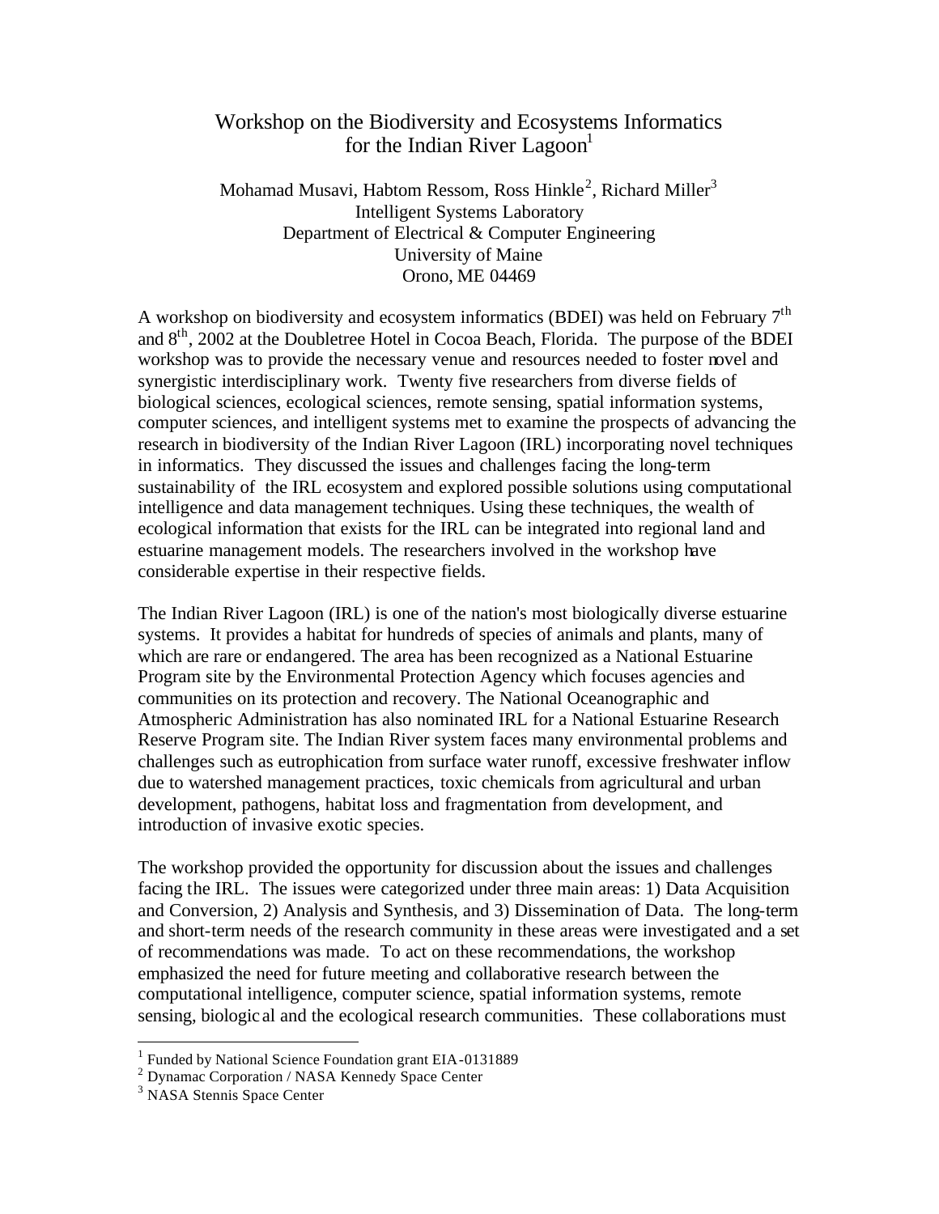# Workshop on the Biodiversity and Ecosystems Informatics for the Indian River Lagoon[1]

Mohamad Musavi, Habtom Ressom, Ross Hinkle[2], Richard Miller[3]
Intelligent Systems Laboratory
Department of Electrical & Computer Engineering
University of Maine
Orono, ME 04469

A workshop on biodiversity and ecosystem informatics (BDEI) was held on February 7th and 8th, 2002 at the Doubletree Hotel in Cocoa Beach, Florida. The purpose of the BDEI workshop was to provide the necessary venue and resources needed to foster novel and synergistic interdisciplinary work. Twenty five researchers from diverse fields of biological sciences, ecological sciences, remote sensing, spatial information systems, computer sciences, and intelligent systems met to examine the prospects of advancing the research in biodiversity of the Indian River Lagoon (IRL) incorporating novel techniques in informatics. They discussed the issues and challenges facing the long-term sustainability of the IRL ecosystem and explored possible solutions using computational intelligence and data management techniques. Using these techniques, the wealth of ecological information that exists for the IRL can be integrated into regional land and estuarine management models. The researchers involved in the workshop have considerable expertise in their respective fields.

The Indian River Lagoon (IRL) is one of the nation's most biologically diverse estuarine systems. It provides a habitat for hundreds of species of animals and plants, many of which are rare or endangered. The area has been recognized as a National Estuarine Program site by the Environmental Protection Agency which focuses agencies and communities on its protection and recovery. The National Oceanographic and Atmospheric Administration has also nominated IRL for a National Estuarine Research Reserve Program site. The Indian River system faces many environmental problems and challenges such as eutrophication from surface water runoff, excessive freshwater inflow due to watershed management practices, toxic chemicals from agricultural and urban development, pathogens, habitat loss and fragmentation from development, and introduction of invasive exotic species.

The workshop provided the opportunity for discussion about the issues and challenges facing the IRL. The issues were categorized under three main areas: 1) Data Acquisition and Conversion, 2) Analysis and Synthesis, and 3) Dissemination of Data. The long-term and short-term needs of the research community in these areas were investigated and a set of recommendations was made. To act on these recommendations, the workshop emphasized the need for future meeting and collaborative research between the computational intelligence, computer science, spatial information systems, remote sensing, biological and the ecological research communities. These collaborations must

---

[1] Funded by National Science Foundation grant EIA-0131889
[2] Dynamac Corporation / NASA Kennedy Space Center
[3] NASA Stennis Space Center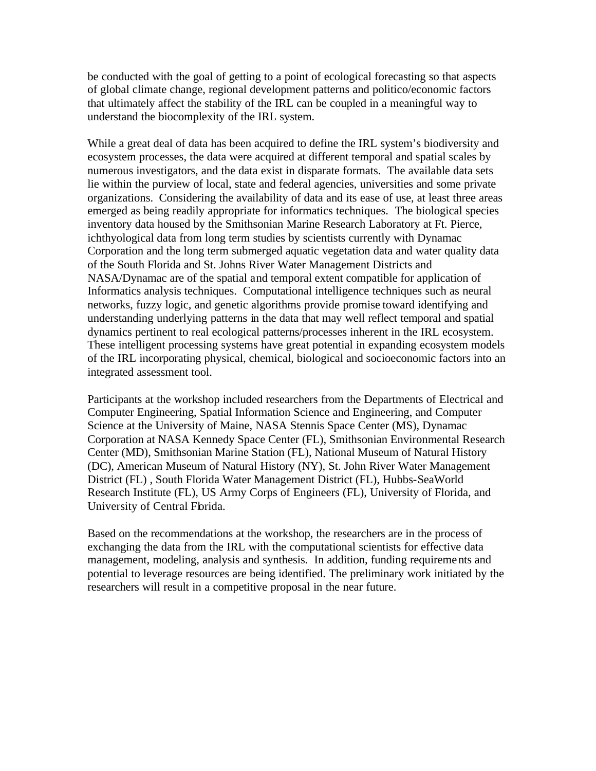be conducted with the goal of getting to a point of ecological forecasting so that aspects of global climate change, regional development patterns and politico/economic factors that ultimately affect the stability of the IRL can be coupled in a meaningful way to understand the biocomplexity of the IRL system.

While a great deal of data has been acquired to define the IRL system's biodiversity and ecosystem processes, the data were acquired at different temporal and spatial scales by numerous investigators, and the data exist in disparate formats. The available data sets lie within the purview of local, state and federal agencies, universities and some private organizations. Considering the availability of data and its ease of use, at least three areas emerged as being readily appropriate for informatics techniques. The biological species inventory data housed by the Smithsonian Marine Research Laboratory at Ft. Pierce, ichthyological data from long term studies by scientists currently with Dynamac Corporation and the long term submerged aquatic vegetation data and water quality data of the South Florida and St. Johns River Water Management Districts and NASA/Dynamac are of the spatial and temporal extent compatible for application of Informatics analysis techniques. Computational intelligence techniques such as neural networks, fuzzy logic, and genetic algorithms provide promise toward identifying and understanding underlying patterns in the data that may well reflect temporal and spatial dynamics pertinent to real ecological patterns/processes inherent in the IRL ecosystem. These intelligent processing systems have great potential in expanding ecosystem models of the IRL incorporating physical, chemical, biological and socioeconomic factors into an integrated assessment tool.

Participants at the workshop included researchers from the Departments of Electrical and Computer Engineering, Spatial Information Science and Engineering, and Computer Science at the University of Maine, NASA Stennis Space Center (MS), Dynamac Corporation at NASA Kennedy Space Center (FL), Smithsonian Environmental Research Center (MD), Smithsonian Marine Station (FL), National Museum of Natural History (DC), American Museum of Natural History (NY), St. John River Water Management District (FL) , South Florida Water Management District (FL), Hubbs-SeaWorld Research Institute (FL), US Army Corps of Engineers (FL), University of Florida, and University of Central Florida.

Based on the recommendations at the workshop, the researchers are in the process of exchanging the data from the IRL with the computational scientists for effective data management, modeling, analysis and synthesis. In addition, funding requirements and potential to leverage resources are being identified. The preliminary work initiated by the researchers will result in a competitive proposal in the near future.